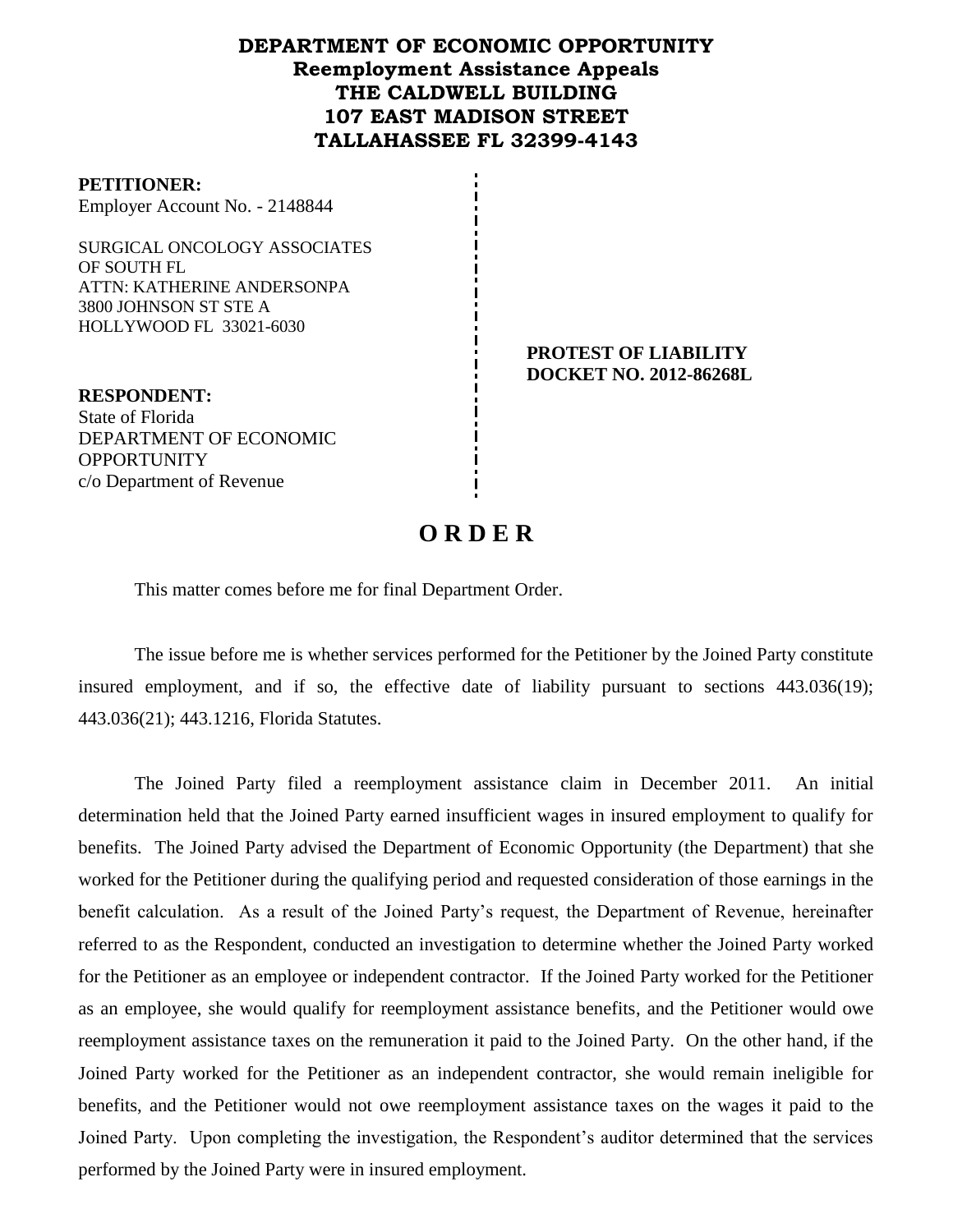**DEPARTMENT OF ECONOMIC OPPORTUNITY**
**Reemployment Assistance Appeals**
**THE CALDWELL BUILDING**
**107 EAST MADISON STREET**
**TALLAHASSEE FL 32399-4143**

**PETITIONER:**
Employer Account No. - 2148844

SURGICAL ONCOLOGY ASSOCIATES
OF SOUTH FL
ATTN: KATHERINE ANDERSONPA
3800 JOHNSON ST STE A
HOLLYWOOD FL 33021-6030

**PROTEST OF LIABILITY**
**DOCKET NO. 2012-86268L**

**RESPONDENT:**
State of Florida
DEPARTMENT OF ECONOMIC
OPPORTUNITY
c/o Department of Revenue

# O R D E R

This matter comes before me for final Department Order.

The issue before me is whether services performed for the Petitioner by the Joined Party constitute insured employment, and if so, the effective date of liability pursuant to sections 443.036(19); 443.036(21); 443.1216, Florida Statutes.

The Joined Party filed a reemployment assistance claim in December 2011. An initial determination held that the Joined Party earned insufficient wages in insured employment to qualify for benefits. The Joined Party advised the Department of Economic Opportunity (the Department) that she worked for the Petitioner during the qualifying period and requested consideration of those earnings in the benefit calculation. As a result of the Joined Party's request, the Department of Revenue, hereinafter referred to as the Respondent, conducted an investigation to determine whether the Joined Party worked for the Petitioner as an employee or independent contractor. If the Joined Party worked for the Petitioner as an employee, she would qualify for reemployment assistance benefits, and the Petitioner would owe reemployment assistance taxes on the remuneration it paid to the Joined Party. On the other hand, if the Joined Party worked for the Petitioner as an independent contractor, she would remain ineligible for benefits, and the Petitioner would not owe reemployment assistance taxes on the wages it paid to the Joined Party. Upon completing the investigation, the Respondent's auditor determined that the services performed by the Joined Party were in insured employment.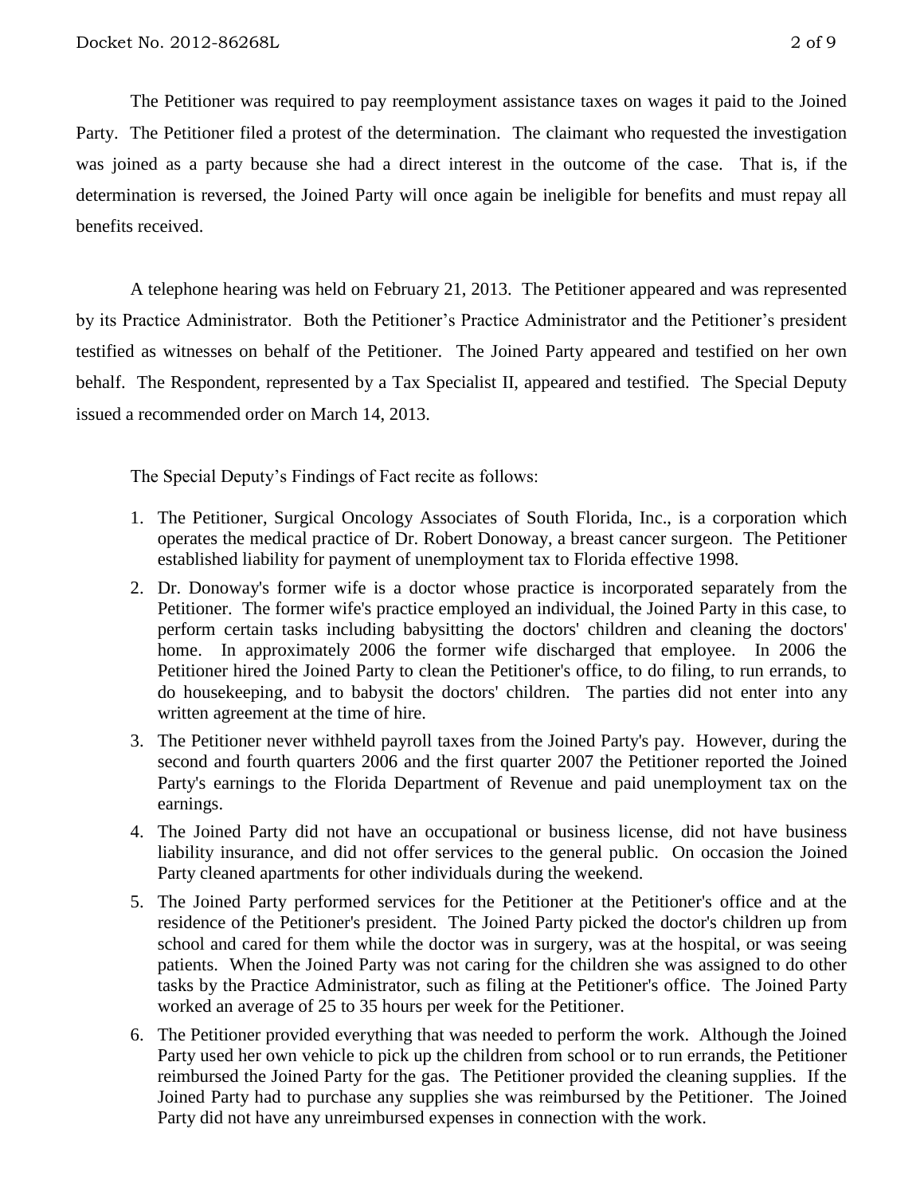The Petitioner was required to pay reemployment assistance taxes on wages it paid to the Joined Party. The Petitioner filed a protest of the determination. The claimant who requested the investigation was joined as a party because she had a direct interest in the outcome of the case. That is, if the determination is reversed, the Joined Party will once again be ineligible for benefits and must repay all benefits received.

A telephone hearing was held on February 21, 2013. The Petitioner appeared and was represented by its Practice Administrator. Both the Petitioner's Practice Administrator and the Petitioner's president testified as witnesses on behalf of the Petitioner. The Joined Party appeared and testified on her own behalf. The Respondent, represented by a Tax Specialist II, appeared and testified. The Special Deputy issued a recommended order on March 14, 2013.

The Special Deputy's Findings of Fact recite as follows:

1. The Petitioner, Surgical Oncology Associates of South Florida, Inc., is a corporation which operates the medical practice of Dr. Robert Donoway, a breast cancer surgeon. The Petitioner established liability for payment of unemployment tax to Florida effective 1998.
2. Dr. Donoway's former wife is a doctor whose practice is incorporated separately from the Petitioner. The former wife's practice employed an individual, the Joined Party in this case, to perform certain tasks including babysitting the doctors' children and cleaning the doctors' home. In approximately 2006 the former wife discharged that employee. In 2006 the Petitioner hired the Joined Party to clean the Petitioner's office, to do filing, to run errands, to do housekeeping, and to babysit the doctors' children. The parties did not enter into any written agreement at the time of hire.
3. The Petitioner never withheld payroll taxes from the Joined Party's pay. However, during the second and fourth quarters 2006 and the first quarter 2007 the Petitioner reported the Joined Party's earnings to the Florida Department of Revenue and paid unemployment tax on the earnings.
4. The Joined Party did not have an occupational or business license, did not have business liability insurance, and did not offer services to the general public. On occasion the Joined Party cleaned apartments for other individuals during the weekend.
5. The Joined Party performed services for the Petitioner at the Petitioner's office and at the residence of the Petitioner's president. The Joined Party picked the doctor's children up from school and cared for them while the doctor was in surgery, was at the hospital, or was seeing patients. When the Joined Party was not caring for the children she was assigned to do other tasks by the Practice Administrator, such as filing at the Petitioner's office. The Joined Party worked an average of 25 to 35 hours per week for the Petitioner.
6. The Petitioner provided everything that was needed to perform the work. Although the Joined Party used her own vehicle to pick up the children from school or to run errands, the Petitioner reimbursed the Joined Party for the gas. The Petitioner provided the cleaning supplies. If the Joined Party had to purchase any supplies she was reimbursed by the Petitioner. The Joined Party did not have any unreimbursed expenses in connection with the work.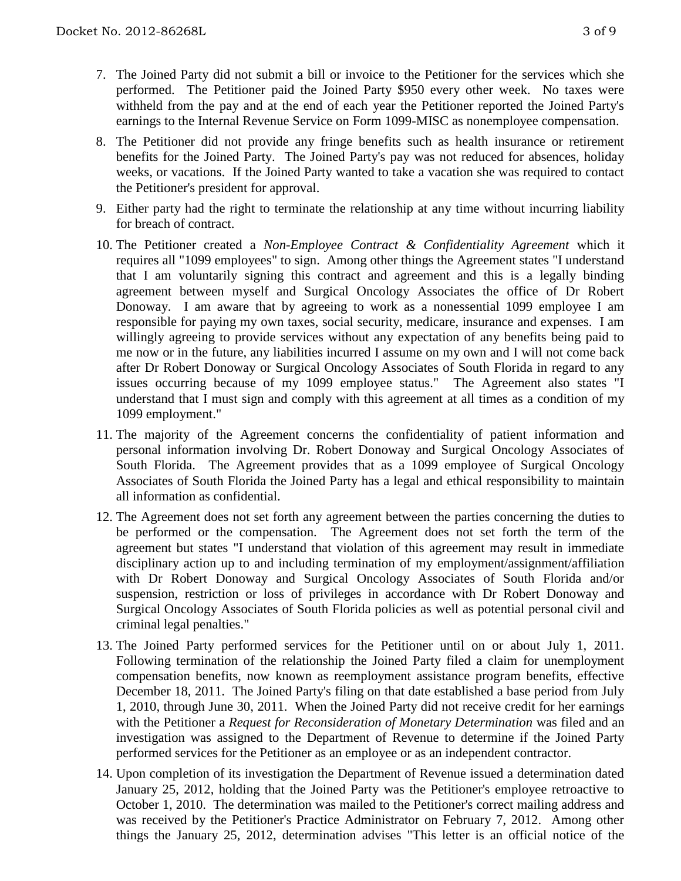7. The Joined Party did not submit a bill or invoice to the Petitioner for the services which she performed. The Petitioner paid the Joined Party $950 every other week. No taxes were withheld from the pay and at the end of each year the Petitioner reported the Joined Party's earnings to the Internal Revenue Service on Form 1099-MISC as nonemployee compensation.

8. The Petitioner did not provide any fringe benefits such as health insurance or retirement benefits for the Joined Party. The Joined Party's pay was not reduced for absences, holiday weeks, or vacations. If the Joined Party wanted to take a vacation she was required to contact the Petitioner's president for approval.

9. Either party had the right to terminate the relationship at any time without incurring liability for breach of contract.

10. The Petitioner created a *Non-Employee Contract & Confidentiality Agreement* which it requires all "1099 employees" to sign. Among other things the Agreement states "I understand that I am voluntarily signing this contract and agreement and this is a legally binding agreement between myself and Surgical Oncology Associates the office of Dr Robert Donoway. I am aware that by agreeing to work as a nonessential 1099 employee I am responsible for paying my own taxes, social security, medicare, insurance and expenses. I am willingly agreeing to provide services without any expectation of any benefits being paid to me now or in the future, any liabilities incurred I assume on my own and I will not come back after Dr Robert Donoway or Surgical Oncology Associates of South Florida in regard to any issues occurring because of my 1099 employee status." The Agreement also states "I understand that I must sign and comply with this agreement at all times as a condition of my 1099 employment."

11. The majority of the Agreement concerns the confidentiality of patient information and personal information involving Dr. Robert Donoway and Surgical Oncology Associates of South Florida. The Agreement provides that as a 1099 employee of Surgical Oncology Associates of South Florida the Joined Party has a legal and ethical responsibility to maintain all information as confidential.

12. The Agreement does not set forth any agreement between the parties concerning the duties to be performed or the compensation. The Agreement does not set forth the term of the agreement but states "I understand that violation of this agreement may result in immediate disciplinary action up to and including termination of my employment/assignment/affiliation with Dr Robert Donoway and Surgical Oncology Associates of South Florida and/or suspension, restriction or loss of privileges in accordance with Dr Robert Donoway and Surgical Oncology Associates of South Florida policies as well as potential personal civil and criminal legal penalties."

13. The Joined Party performed services for the Petitioner until on or about July 1, 2011. Following termination of the relationship the Joined Party filed a claim for unemployment compensation benefits, now known as reemployment assistance program benefits, effective December 18, 2011. The Joined Party's filing on that date established a base period from July 1, 2010, through June 30, 2011. When the Joined Party did not receive credit for her earnings with the Petitioner a *Request for Reconsideration of Monetary Determination* was filed and an investigation was assigned to the Department of Revenue to determine if the Joined Party performed services for the Petitioner as an employee or as an independent contractor.

14. Upon completion of its investigation the Department of Revenue issued a determination dated January 25, 2012, holding that the Joined Party was the Petitioner's employee retroactive to October 1, 2010. The determination was mailed to the Petitioner's correct mailing address and was received by the Petitioner's Practice Administrator on February 7, 2012. Among other things the January 25, 2012, determination advises "This letter is an official notice of the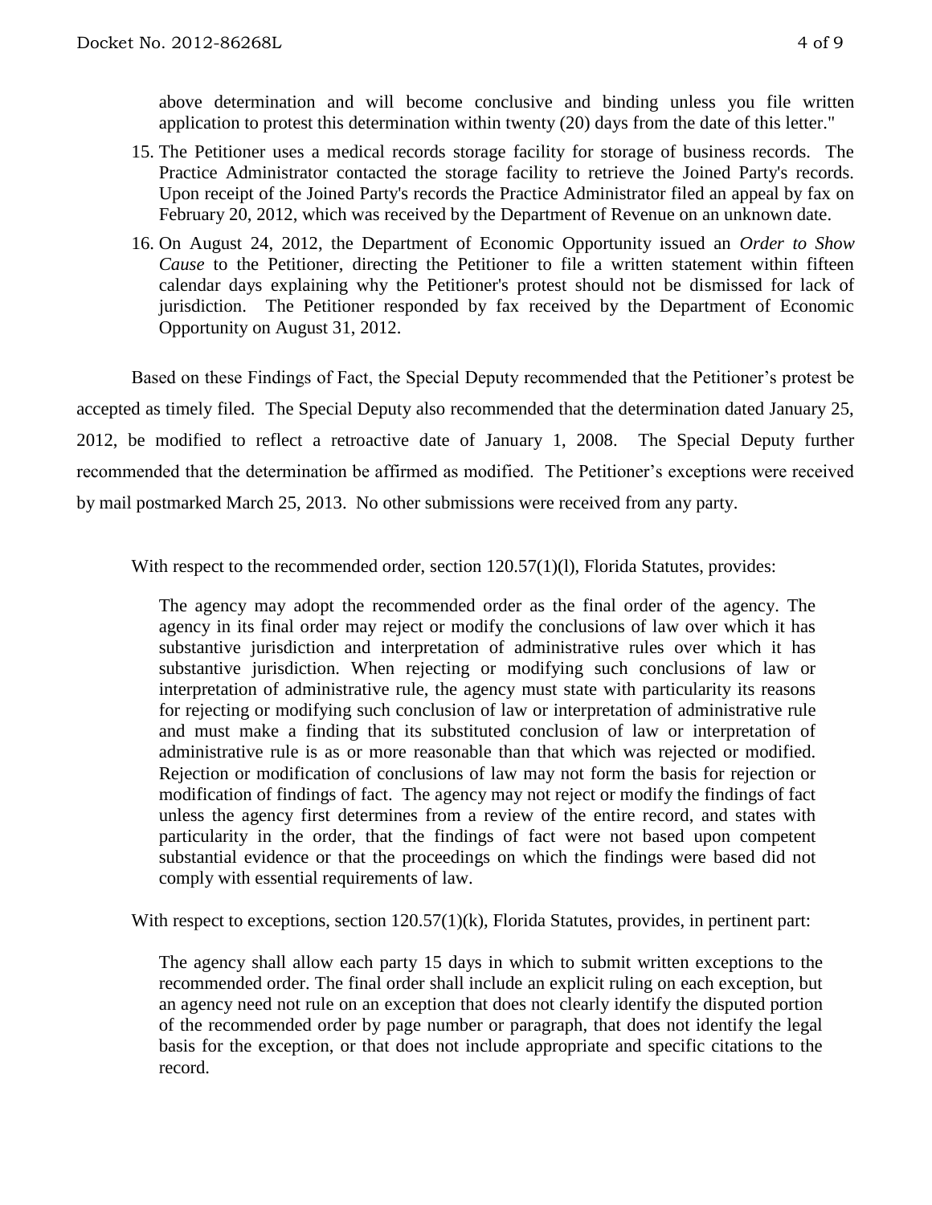above determination and will become conclusive and binding unless you file written application to protest this determination within twenty (20) days from the date of this letter."

15. The Petitioner uses a medical records storage facility for storage of business records. The Practice Administrator contacted the storage facility to retrieve the Joined Party's records. Upon receipt of the Joined Party's records the Practice Administrator filed an appeal by fax on February 20, 2012, which was received by the Department of Revenue on an unknown date.
16. On August 24, 2012, the Department of Economic Opportunity issued an *Order to Show Cause* to the Petitioner, directing the Petitioner to file a written statement within fifteen calendar days explaining why the Petitioner's protest should not be dismissed for lack of jurisdiction. The Petitioner responded by fax received by the Department of Economic Opportunity on August 31, 2012.

Based on these Findings of Fact, the Special Deputy recommended that the Petitioner's protest be accepted as timely filed. The Special Deputy also recommended that the determination dated January 25, 2012, be modified to reflect a retroactive date of January 1, 2008. The Special Deputy further recommended that the determination be affirmed as modified. The Petitioner's exceptions were received by mail postmarked March 25, 2013. No other submissions were received from any party.

With respect to the recommended order, section 120.57(1)(l), Florida Statutes, provides:

> The agency may adopt the recommended order as the final order of the agency. The agency in its final order may reject or modify the conclusions of law over which it has substantive jurisdiction and interpretation of administrative rules over which it has substantive jurisdiction. When rejecting or modifying such conclusions of law or interpretation of administrative rule, the agency must state with particularity its reasons for rejecting or modifying such conclusion of law or interpretation of administrative rule and must make a finding that its substituted conclusion of law or interpretation of administrative rule is as or more reasonable than that which was rejected or modified. Rejection or modification of conclusions of law may not form the basis for rejection or modification of findings of fact. The agency may not reject or modify the findings of fact unless the agency first determines from a review of the entire record, and states with particularity in the order, that the findings of fact were not based upon competent substantial evidence or that the proceedings on which the findings were based did not comply with essential requirements of law.

With respect to exceptions, section 120.57(1)(k), Florida Statutes, provides, in pertinent part:

> The agency shall allow each party 15 days in which to submit written exceptions to the recommended order. The final order shall include an explicit ruling on each exception, but an agency need not rule on an exception that does not clearly identify the disputed portion of the recommended order by page number or paragraph, that does not identify the legal basis for the exception, or that does not include appropriate and specific citations to the record.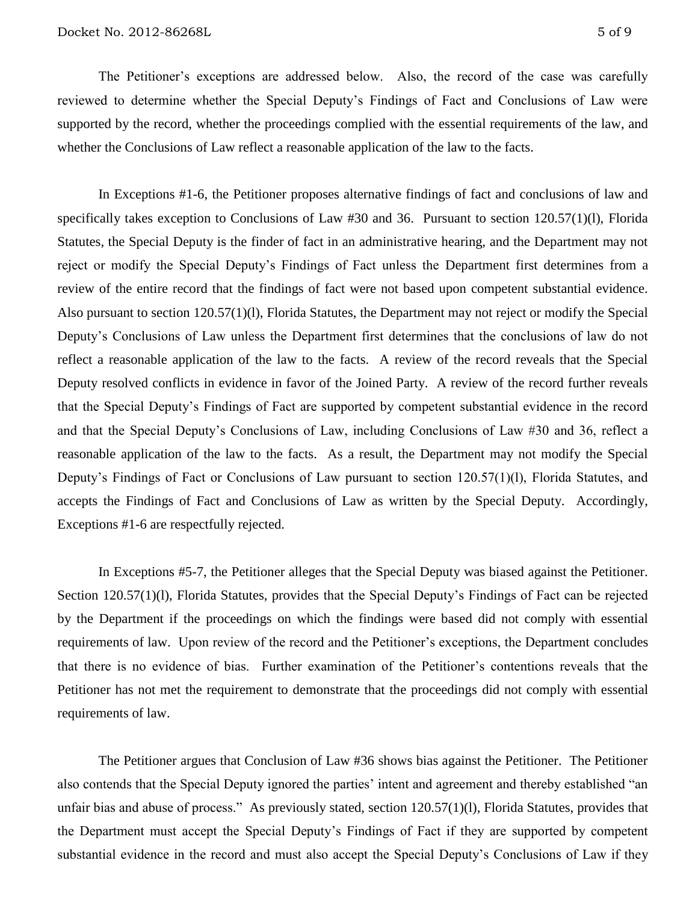The Petitioner's exceptions are addressed below. Also, the record of the case was carefully reviewed to determine whether the Special Deputy's Findings of Fact and Conclusions of Law were supported by the record, whether the proceedings complied with the essential requirements of the law, and whether the Conclusions of Law reflect a reasonable application of the law to the facts.

In Exceptions #1-6, the Petitioner proposes alternative findings of fact and conclusions of law and specifically takes exception to Conclusions of Law #30 and 36. Pursuant to section 120.57(1)(l), Florida Statutes, the Special Deputy is the finder of fact in an administrative hearing, and the Department may not reject or modify the Special Deputy's Findings of Fact unless the Department first determines from a review of the entire record that the findings of fact were not based upon competent substantial evidence. Also pursuant to section 120.57(1)(l), Florida Statutes, the Department may not reject or modify the Special Deputy's Conclusions of Law unless the Department first determines that the conclusions of law do not reflect a reasonable application of the law to the facts. A review of the record reveals that the Special Deputy resolved conflicts in evidence in favor of the Joined Party. A review of the record further reveals that the Special Deputy's Findings of Fact are supported by competent substantial evidence in the record and that the Special Deputy's Conclusions of Law, including Conclusions of Law #30 and 36, reflect a reasonable application of the law to the facts. As a result, the Department may not modify the Special Deputy's Findings of Fact or Conclusions of Law pursuant to section 120.57(1)(l), Florida Statutes, and accepts the Findings of Fact and Conclusions of Law as written by the Special Deputy. Accordingly, Exceptions #1-6 are respectfully rejected.

In Exceptions #5-7, the Petitioner alleges that the Special Deputy was biased against the Petitioner. Section 120.57(1)(l), Florida Statutes, provides that the Special Deputy's Findings of Fact can be rejected by the Department if the proceedings on which the findings were based did not comply with essential requirements of law. Upon review of the record and the Petitioner's exceptions, the Department concludes that there is no evidence of bias. Further examination of the Petitioner's contentions reveals that the Petitioner has not met the requirement to demonstrate that the proceedings did not comply with essential requirements of law.

The Petitioner argues that Conclusion of Law #36 shows bias against the Petitioner. The Petitioner also contends that the Special Deputy ignored the parties' intent and agreement and thereby established "an unfair bias and abuse of process." As previously stated, section 120.57(1)(l), Florida Statutes, provides that the Department must accept the Special Deputy's Findings of Fact if they are supported by competent substantial evidence in the record and must also accept the Special Deputy's Conclusions of Law if they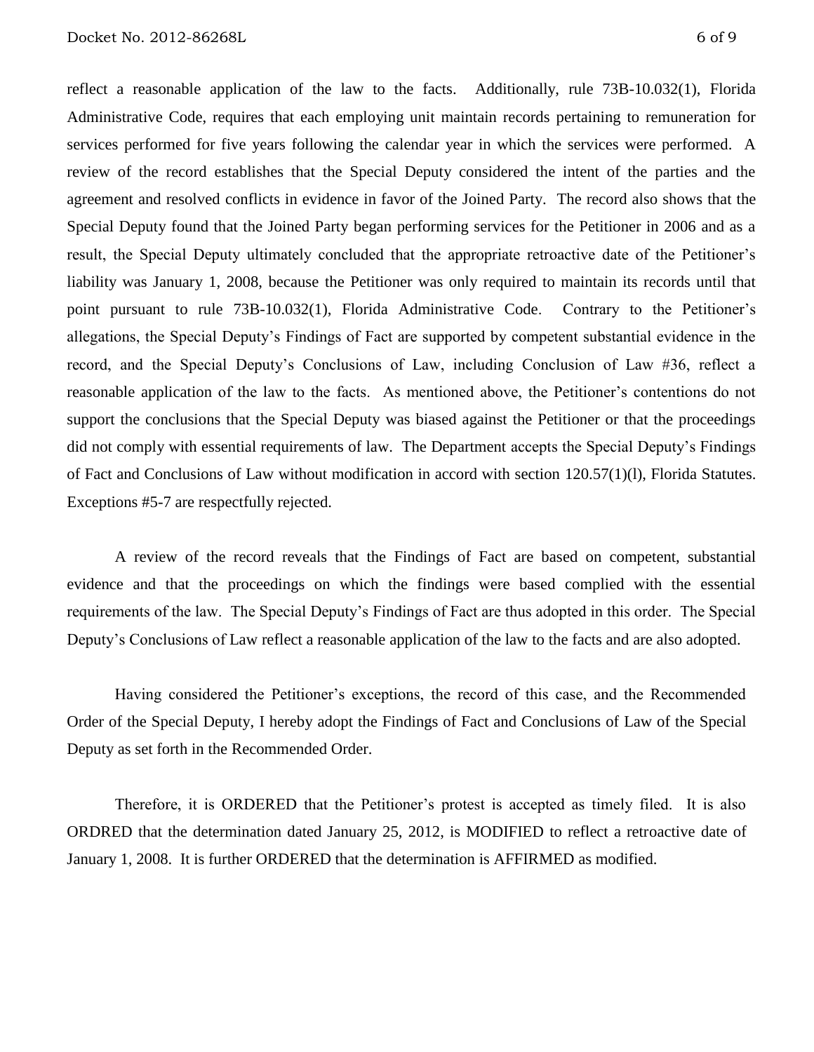reflect a reasonable application of the law to the facts. Additionally, rule 73B-10.032(1), Florida Administrative Code, requires that each employing unit maintain records pertaining to remuneration for services performed for five years following the calendar year in which the services were performed. A review of the record establishes that the Special Deputy considered the intent of the parties and the agreement and resolved conflicts in evidence in favor of the Joined Party. The record also shows that the Special Deputy found that the Joined Party began performing services for the Petitioner in 2006 and as a result, the Special Deputy ultimately concluded that the appropriate retroactive date of the Petitioner's liability was January 1, 2008, because the Petitioner was only required to maintain its records until that point pursuant to rule 73B-10.032(1), Florida Administrative Code. Contrary to the Petitioner's allegations, the Special Deputy's Findings of Fact are supported by competent substantial evidence in the record, and the Special Deputy's Conclusions of Law, including Conclusion of Law #36, reflect a reasonable application of the law to the facts. As mentioned above, the Petitioner's contentions do not support the conclusions that the Special Deputy was biased against the Petitioner or that the proceedings did not comply with essential requirements of law. The Department accepts the Special Deputy's Findings of Fact and Conclusions of Law without modification in accord with section 120.57(1)(l), Florida Statutes. Exceptions #5-7 are respectfully rejected.

A review of the record reveals that the Findings of Fact are based on competent, substantial evidence and that the proceedings on which the findings were based complied with the essential requirements of the law. The Special Deputy's Findings of Fact are thus adopted in this order. The Special Deputy's Conclusions of Law reflect a reasonable application of the law to the facts and are also adopted.

Having considered the Petitioner's exceptions, the record of this case, and the Recommended Order of the Special Deputy, I hereby adopt the Findings of Fact and Conclusions of Law of the Special Deputy as set forth in the Recommended Order.

Therefore, it is ORDERED that the Petitioner's protest is accepted as timely filed. It is also ORDRED that the determination dated January 25, 2012, is MODIFIED to reflect a retroactive date of January 1, 2008. It is further ORDERED that the determination is AFFIRMED as modified.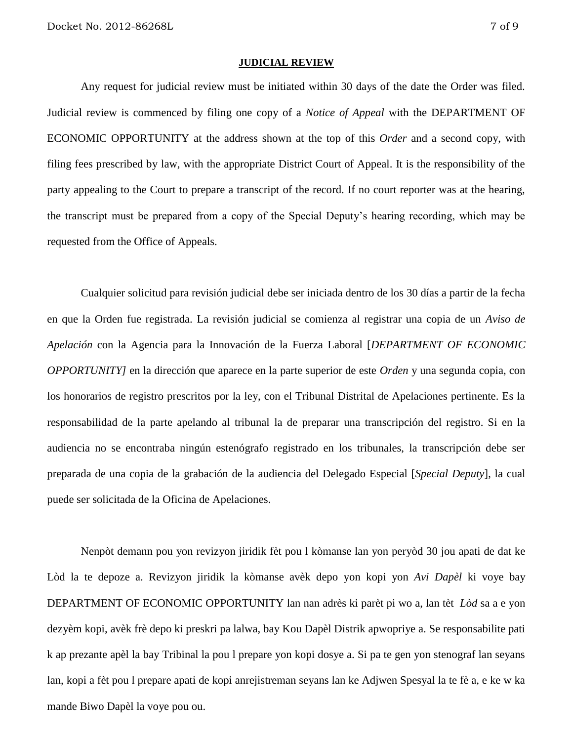**JUDICIAL REVIEW**

Any request for judicial review must be initiated within 30 days of the date the Order was filed. Judicial review is commenced by filing one copy of a *Notice of Appeal* with the DEPARTMENT OF ECONOMIC OPPORTUNITY at the address shown at the top of this *Order* and a second copy, with filing fees prescribed by law, with the appropriate District Court of Appeal. It is the responsibility of the party appealing to the Court to prepare a transcript of the record. If no court reporter was at the hearing, the transcript must be prepared from a copy of the Special Deputy's hearing recording, which may be requested from the Office of Appeals.

Cualquier solicitud para revisión judicial debe ser iniciada dentro de los 30 días a partir de la fecha en que la Orden fue registrada. La revisión judicial se comienza al registrar una copia de un *Aviso de Apelación* con la Agencia para la Innovación de la Fuerza Laboral [*DEPARTMENT OF ECONOMIC OPPORTUNITY]* en la dirección que aparece en la parte superior de este *Orden* y una segunda copia, con los honorarios de registro prescritos por la ley, con el Tribunal Distrital de Apelaciones pertinente. Es la responsabilidad de la parte apelando al tribunal la de preparar una transcripción del registro. Si en la audiencia no se encontraba ningún estenógrafo registrado en los tribunales, la transcripción debe ser preparada de una copia de la grabación de la audiencia del Delegado Especial [*Special Deputy*], la cual puede ser solicitada de la Oficina de Apelaciones.

Nenpòt demann pou yon revizyon jiridik fèt pou l kòmanse lan yon peryòd 30 jou apati de dat ke Lòd la te depoze a. Revizyon jiridik la kòmanse avèk depo yon kopi yon *Avi Dapèl* ki voye bay DEPARTMENT OF ECONOMIC OPPORTUNITY lan nan adrès ki parèt pi wo a, lan tèt *Lòd* sa a e yon dezyèm kopi, avèk frè depo ki preskri pa lalwa, bay Kou Dapèl Distrik apwopriye a. Se responsabilite pati k ap prezante apèl la bay Tribinal la pou l prepare yon kopi dosye a. Si pa te gen yon stenograf lan seyans lan, kopi a fèt pou l prepare apati de kopi anrejistreman seyans lan ke Adjwen Spesyal la te fè a, e ke w ka mande Biwo Dapèl la voye pou ou.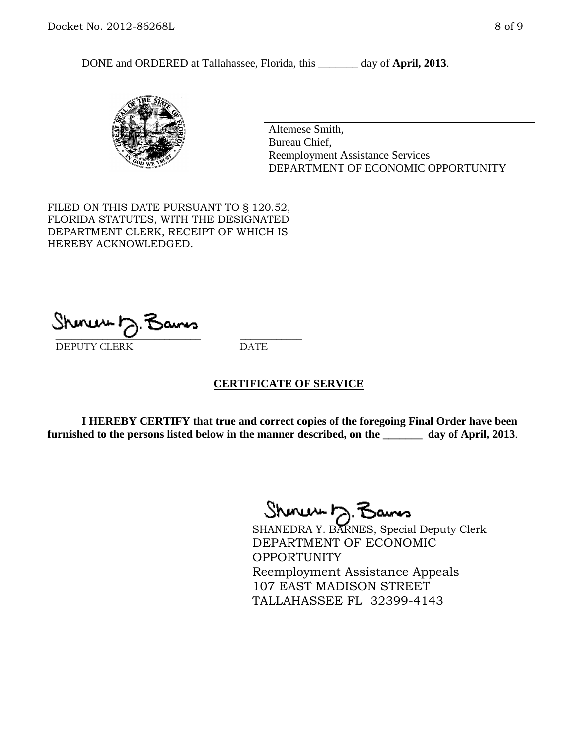DONE and ORDERED at Tallahassee, Florida, this _______ day of **April, 2013**.

Altemese Smith,
Bureau Chief,
Reemployment Assistance Services
DEPARTMENT OF ECONOMIC OPPORTUNITY

FILED ON THIS DATE PURSUANT TO § 120.52, FLORIDA STATUTES, WITH THE DESIGNATED DEPARTMENT CLERK, RECEIPT OF WHICH IS HEREBY ACKNOWLEDGED.

___________________________ ___________
DEPUTY CLERK DATE

## CERTIFICATE OF SERVICE

**I HEREBY CERTIFY that true and correct copies of the foregoing Final Order have been furnished to the persons listed below in the manner described, on the _______ day of April, 2013**.

SHANEDRA Y. BARNES, Special Deputy Clerk
DEPARTMENT OF ECONOMIC OPPORTUNITY
Reemployment Assistance Appeals
107 EAST MADISON STREET
TALLAHASSEE FL 32399-4143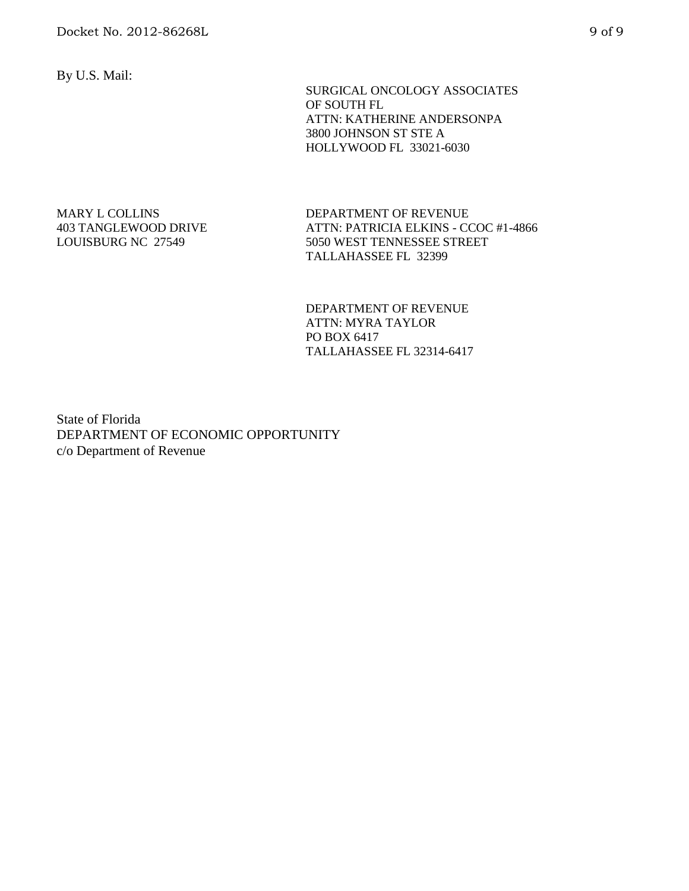By U.S. Mail:

SURGICAL ONCOLOGY ASSOCIATES
OF SOUTH FL
ATTN: KATHERINE ANDERSONPA
3800 JOHNSON ST STE A
HOLLYWOOD FL 33021-6030

MARY L COLLINS
403 TANGLEWOOD DRIVE
LOUISBURG NC 27549

DEPARTMENT OF REVENUE
ATTN: PATRICIA ELKINS - CCOC #1-4866
5050 WEST TENNESSEE STREET
TALLAHASSEE FL 32399

DEPARTMENT OF REVENUE
ATTN: MYRA TAYLOR
PO BOX 6417
TALLAHASSEE FL 32314-6417

State of Florida
DEPARTMENT OF ECONOMIC OPPORTUNITY
c/o Department of Revenue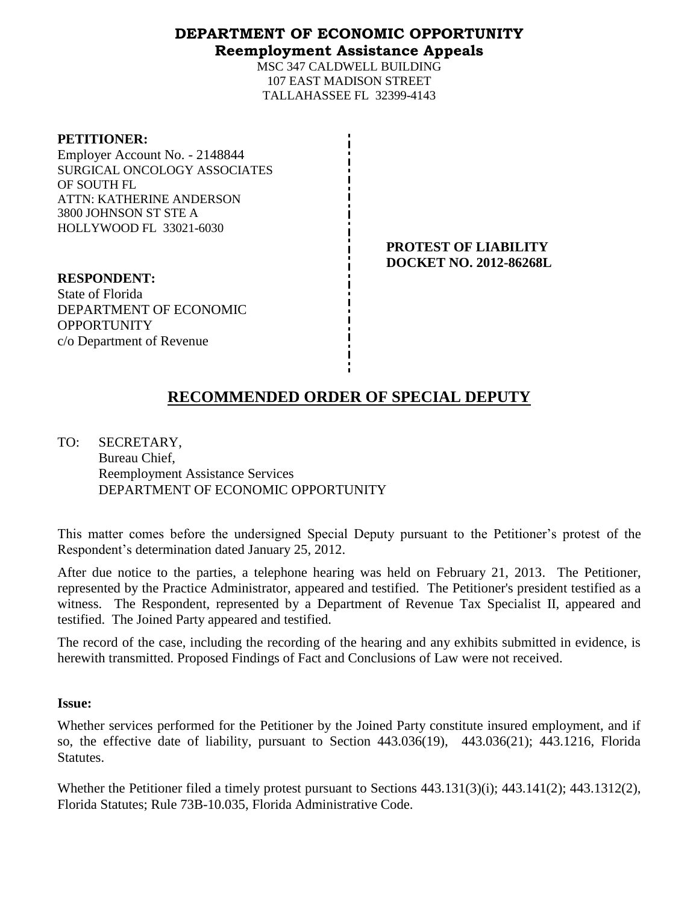# DEPARTMENT OF ECONOMIC OPPORTUNITY
## Reemployment Assistance Appeals

MSC 347 CALDWELL BUILDING
107 EAST MADISON STREET
TALLAHASSEE FL 32399-4143

**PETITIONER:**
Employer Account No. - 2148844
SURGICAL ONCOLOGY ASSOCIATES OF SOUTH FL
ATTN: KATHERINE ANDERSON
3800 JOHNSON ST STE A
HOLLYWOOD FL 33021-6030

**PROTEST OF LIABILITY**
**DOCKET NO. 2012-86268L**

**RESPONDENT:**
State of Florida
DEPARTMENT OF ECONOMIC OPPORTUNITY
c/o Department of Revenue

# RECOMMENDED ORDER OF SPECIAL DEPUTY

TO: SECRETARY,
Bureau Chief,
Reemployment Assistance Services
DEPARTMENT OF ECONOMIC OPPORTUNITY

This matter comes before the undersigned Special Deputy pursuant to the Petitioner's protest of the Respondent's determination dated January 25, 2012.

After due notice to the parties, a telephone hearing was held on February 21, 2013. The Petitioner, represented by the Practice Administrator, appeared and testified. The Petitioner's president testified as a witness. The Respondent, represented by a Department of Revenue Tax Specialist II, appeared and testified. The Joined Party appeared and testified.

The record of the case, including the recording of the hearing and any exhibits submitted in evidence, is herewith transmitted. Proposed Findings of Fact and Conclusions of Law were not received.

**Issue:**

Whether services performed for the Petitioner by the Joined Party constitute insured employment, and if so, the effective date of liability, pursuant to Section 443.036(19), 443.036(21); 443.1216, Florida Statutes.

Whether the Petitioner filed a timely protest pursuant to Sections 443.131(3)(i); 443.141(2); 443.1312(2), Florida Statutes; Rule 73B-10.035, Florida Administrative Code.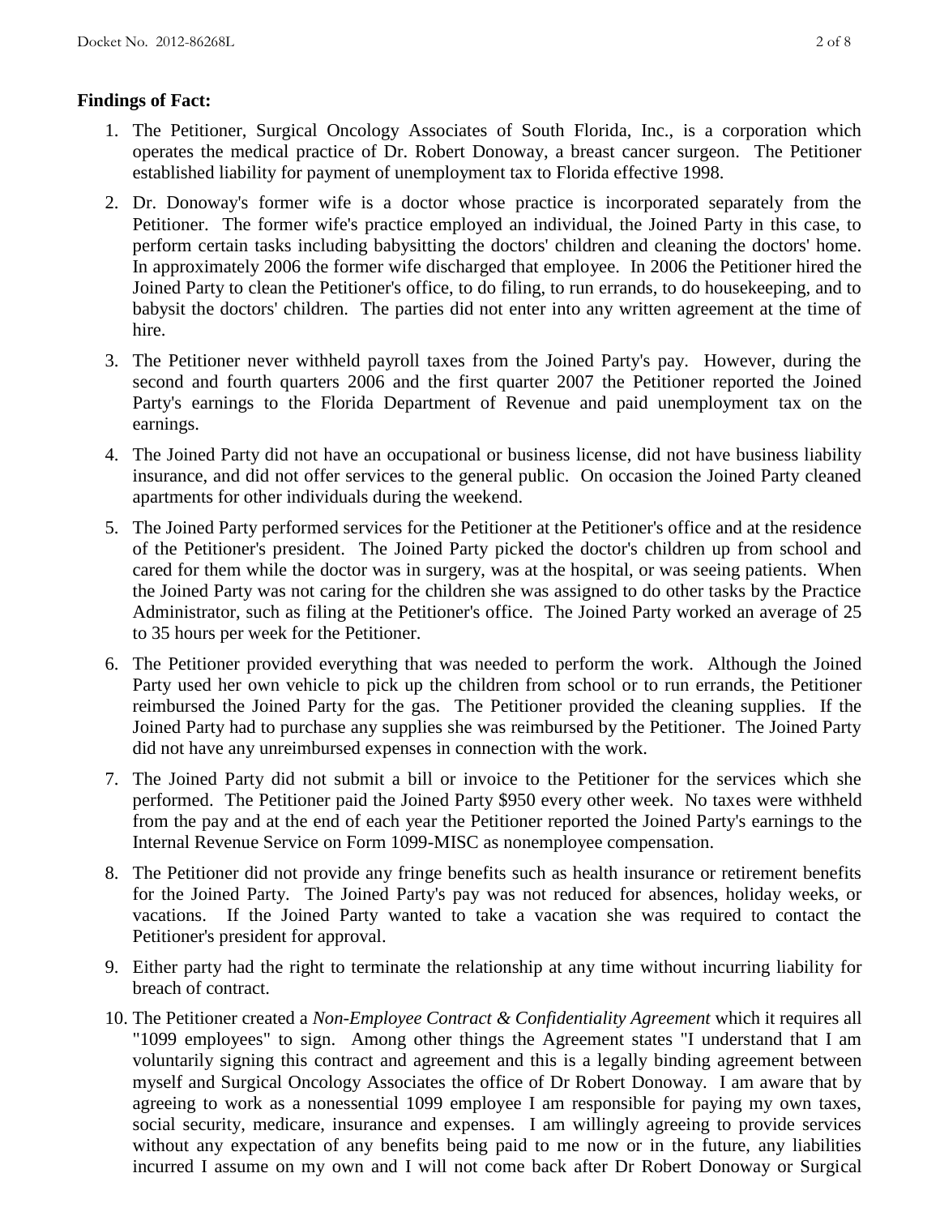**Findings of Fact:**

1. The Petitioner, Surgical Oncology Associates of South Florida, Inc., is a corporation which operates the medical practice of Dr. Robert Donoway, a breast cancer surgeon. The Petitioner established liability for payment of unemployment tax to Florida effective 1998.

2. Dr. Donoway's former wife is a doctor whose practice is incorporated separately from the Petitioner. The former wife's practice employed an individual, the Joined Party in this case, to perform certain tasks including babysitting the doctors' children and cleaning the doctors' home. In approximately 2006 the former wife discharged that employee. In 2006 the Petitioner hired the Joined Party to clean the Petitioner's office, to do filing, to run errands, to do housekeeping, and to babysit the doctors' children. The parties did not enter into any written agreement at the time of hire.

3. The Petitioner never withheld payroll taxes from the Joined Party's pay. However, during the second and fourth quarters 2006 and the first quarter 2007 the Petitioner reported the Joined Party's earnings to the Florida Department of Revenue and paid unemployment tax on the earnings.

4. The Joined Party did not have an occupational or business license, did not have business liability insurance, and did not offer services to the general public. On occasion the Joined Party cleaned apartments for other individuals during the weekend.

5. The Joined Party performed services for the Petitioner at the Petitioner's office and at the residence of the Petitioner's president. The Joined Party picked the doctor's children up from school and cared for them while the doctor was in surgery, was at the hospital, or was seeing patients. When the Joined Party was not caring for the children she was assigned to do other tasks by the Practice Administrator, such as filing at the Petitioner's office. The Joined Party worked an average of 25 to 35 hours per week for the Petitioner.

6. The Petitioner provided everything that was needed to perform the work. Although the Joined Party used her own vehicle to pick up the children from school or to run errands, the Petitioner reimbursed the Joined Party for the gas. The Petitioner provided the cleaning supplies. If the Joined Party had to purchase any supplies she was reimbursed by the Petitioner. The Joined Party did not have any unreimbursed expenses in connection with the work.

7. The Joined Party did not submit a bill or invoice to the Petitioner for the services which she performed. The Petitioner paid the Joined Party $950 every other week. No taxes were withheld from the pay and at the end of each year the Petitioner reported the Joined Party's earnings to the Internal Revenue Service on Form 1099-MISC as nonemployee compensation.

8. The Petitioner did not provide any fringe benefits such as health insurance or retirement benefits for the Joined Party. The Joined Party's pay was not reduced for absences, holiday weeks, or vacations. If the Joined Party wanted to take a vacation she was required to contact the Petitioner's president for approval.

9. Either party had the right to terminate the relationship at any time without incurring liability for breach of contract.

10. The Petitioner created a *Non-Employee Contract & Confidentiality Agreement* which it requires all "1099 employees" to sign. Among other things the Agreement states "I understand that I am voluntarily signing this contract and agreement and this is a legally binding agreement between myself and Surgical Oncology Associates the office of Dr Robert Donoway. I am aware that by agreeing to work as a nonessential 1099 employee I am responsible for paying my own taxes, social security, medicare, insurance and expenses. I am willingly agreeing to provide services without any expectation of any benefits being paid to me now or in the future, any liabilities incurred I assume on my own and I will not come back after Dr Robert Donoway or Surgical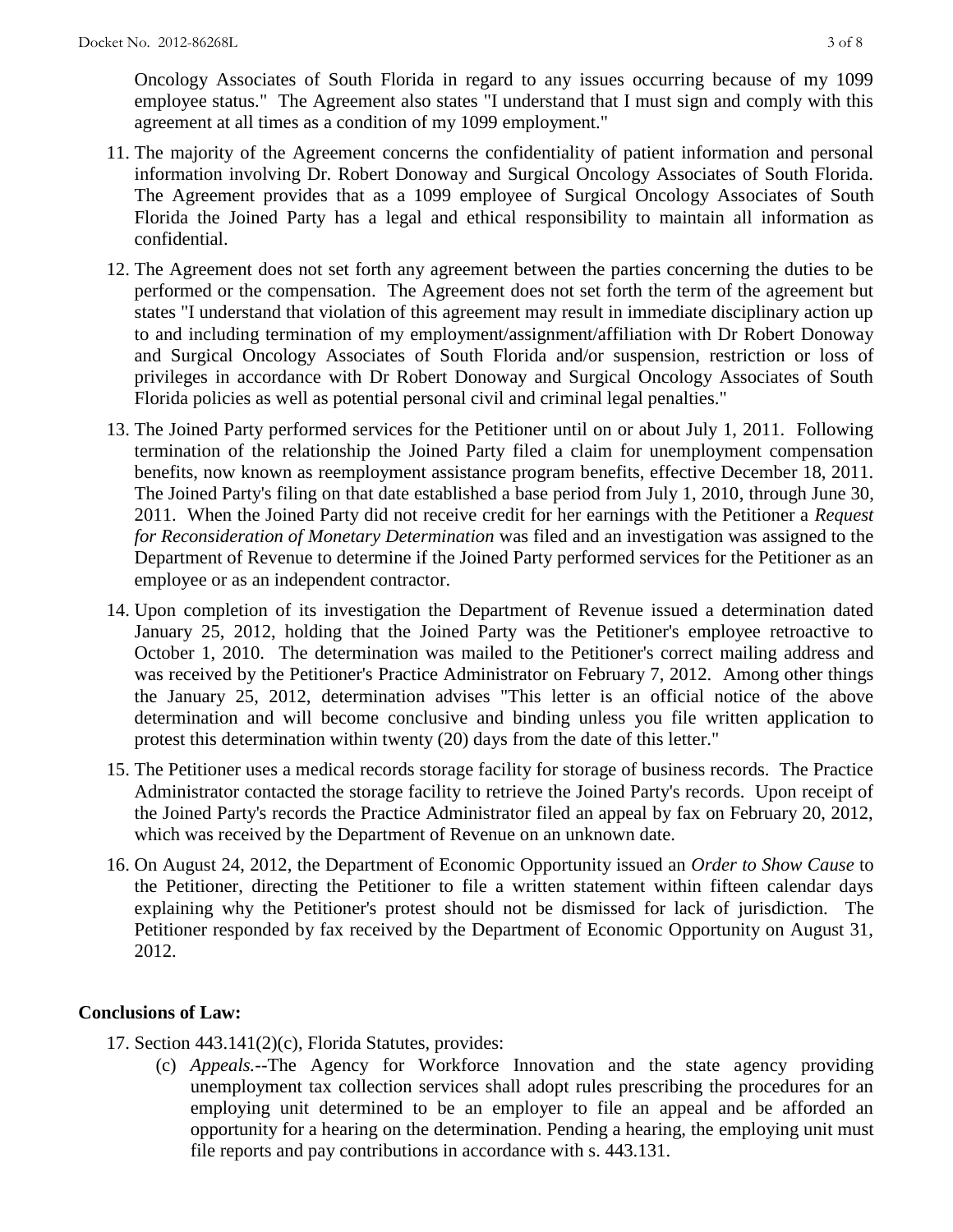Oncology Associates of South Florida in regard to any issues occurring because of my 1099 employee status." The Agreement also states "I understand that I must sign and comply with this agreement at all times as a condition of my 1099 employment."

11. The majority of the Agreement concerns the confidentiality of patient information and personal information involving Dr. Robert Donoway and Surgical Oncology Associates of South Florida. The Agreement provides that as a 1099 employee of Surgical Oncology Associates of South Florida the Joined Party has a legal and ethical responsibility to maintain all information as confidential.

12. The Agreement does not set forth any agreement between the parties concerning the duties to be performed or the compensation. The Agreement does not set forth the term of the agreement but states "I understand that violation of this agreement may result in immediate disciplinary action up to and including termination of my employment/assignment/affiliation with Dr Robert Donoway and Surgical Oncology Associates of South Florida and/or suspension, restriction or loss of privileges in accordance with Dr Robert Donoway and Surgical Oncology Associates of South Florida policies as well as potential personal civil and criminal legal penalties."

13. The Joined Party performed services for the Petitioner until on or about July 1, 2011. Following termination of the relationship the Joined Party filed a claim for unemployment compensation benefits, now known as reemployment assistance program benefits, effective December 18, 2011. The Joined Party's filing on that date established a base period from July 1, 2010, through June 30, 2011. When the Joined Party did not receive credit for her earnings with the Petitioner a *Request for Reconsideration of Monetary Determination* was filed and an investigation was assigned to the Department of Revenue to determine if the Joined Party performed services for the Petitioner as an employee or as an independent contractor.

14. Upon completion of its investigation the Department of Revenue issued a determination dated January 25, 2012, holding that the Joined Party was the Petitioner's employee retroactive to October 1, 2010. The determination was mailed to the Petitioner's correct mailing address and was received by the Petitioner's Practice Administrator on February 7, 2012. Among other things the January 25, 2012, determination advises "This letter is an official notice of the above determination and will become conclusive and binding unless you file written application to protest this determination within twenty (20) days from the date of this letter."

15. The Petitioner uses a medical records storage facility for storage of business records. The Practice Administrator contacted the storage facility to retrieve the Joined Party's records. Upon receipt of the Joined Party's records the Practice Administrator filed an appeal by fax on February 20, 2012, which was received by the Department of Revenue on an unknown date.

16. On August 24, 2012, the Department of Economic Opportunity issued an *Order to Show Cause* to the Petitioner, directing the Petitioner to file a written statement within fifteen calendar days explaining why the Petitioner's protest should not be dismissed for lack of jurisdiction. The Petitioner responded by fax received by the Department of Economic Opportunity on August 31, 2012.

## Conclusions of Law:

17. Section 443.141(2)(c), Florida Statutes, provides:

    (c) *Appeals.*--The Agency for Workforce Innovation and the state agency providing unemployment tax collection services shall adopt rules prescribing the procedures for an employing unit determined to be an employer to file an appeal and be afforded an opportunity for a hearing on the determination. Pending a hearing, the employing unit must file reports and pay contributions in accordance with s. 443.131.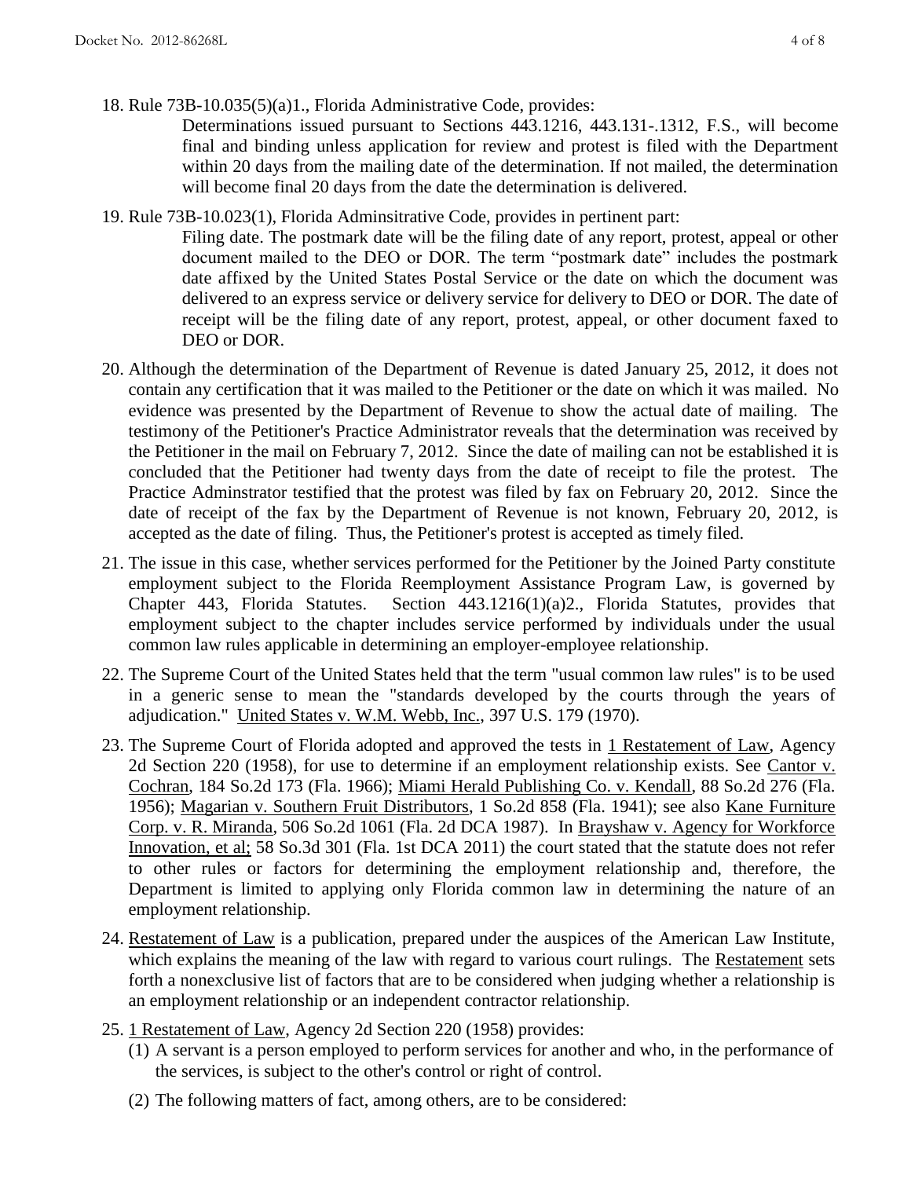18. Rule 73B-10.035(5)(a)1., Florida Administrative Code, provides:

    Determinations issued pursuant to Sections 443.1216, 443.131-.1312, F.S., will become final and binding unless application for review and protest is filed with the Department within 20 days from the mailing date of the determination. If not mailed, the determination will become final 20 days from the date the determination is delivered.

19. Rule 73B-10.023(1), Florida Adminsitrative Code, provides in pertinent part:

    Filing date. The postmark date will be the filing date of any report, protest, appeal or other document mailed to the DEO or DOR. The term "postmark date" includes the postmark date affixed by the United States Postal Service or the date on which the document was delivered to an express service or delivery service for delivery to DEO or DOR. The date of receipt will be the filing date of any report, protest, appeal, or other document faxed to DEO or DOR.

20. Although the determination of the Department of Revenue is dated January 25, 2012, it does not contain any certification that it was mailed to the Petitioner or the date on which it was mailed. No evidence was presented by the Department of Revenue to show the actual date of mailing. The testimony of the Petitioner's Practice Administrator reveals that the determination was received by the Petitioner in the mail on February 7, 2012. Since the date of mailing can not be established it is concluded that the Petitioner had twenty days from the date of receipt to file the protest. The Practice Adminstrator testified that the protest was filed by fax on February 20, 2012. Since the date of receipt of the fax by the Department of Revenue is not known, February 20, 2012, is accepted as the date of filing. Thus, the Petitioner's protest is accepted as timely filed.

21. The issue in this case, whether services performed for the Petitioner by the Joined Party constitute employment subject to the Florida Reemployment Assistance Program Law, is governed by Chapter 443, Florida Statutes. Section 443.1216(1)(a)2., Florida Statutes, provides that employment subject to the chapter includes service performed by individuals under the usual common law rules applicable in determining an employer-employee relationship.

22. The Supreme Court of the United States held that the term "usual common law rules" is to be used in a generic sense to mean the "standards developed by the courts through the years of adjudication." United States v. W.M. Webb, Inc., 397 U.S. 179 (1970).

23. The Supreme Court of Florida adopted and approved the tests in 1 Restatement of Law, Agency 2d Section 220 (1958), for use to determine if an employment relationship exists. See Cantor v. Cochran, 184 So.2d 173 (Fla. 1966); Miami Herald Publishing Co. v. Kendall, 88 So.2d 276 (Fla. 1956); Magarian v. Southern Fruit Distributors, 1 So.2d 858 (Fla. 1941); see also Kane Furniture Corp. v. R. Miranda, 506 So.2d 1061 (Fla. 2d DCA 1987). In Brayshaw v. Agency for Workforce Innovation, et al; 58 So.3d 301 (Fla. 1st DCA 2011) the court stated that the statute does not refer to other rules or factors for determining the employment relationship and, therefore, the Department is limited to applying only Florida common law in determining the nature of an employment relationship.

24. Restatement of Law is a publication, prepared under the auspices of the American Law Institute, which explains the meaning of the law with regard to various court rulings. The Restatement sets forth a nonexclusive list of factors that are to be considered when judging whether a relationship is an employment relationship or an independent contractor relationship.

25. 1 Restatement of Law, Agency 2d Section 220 (1958) provides:

    (1) A servant is a person employed to perform services for another and who, in the performance of the services, is subject to the other's control or right of control.

    (2) The following matters of fact, among others, are to be considered: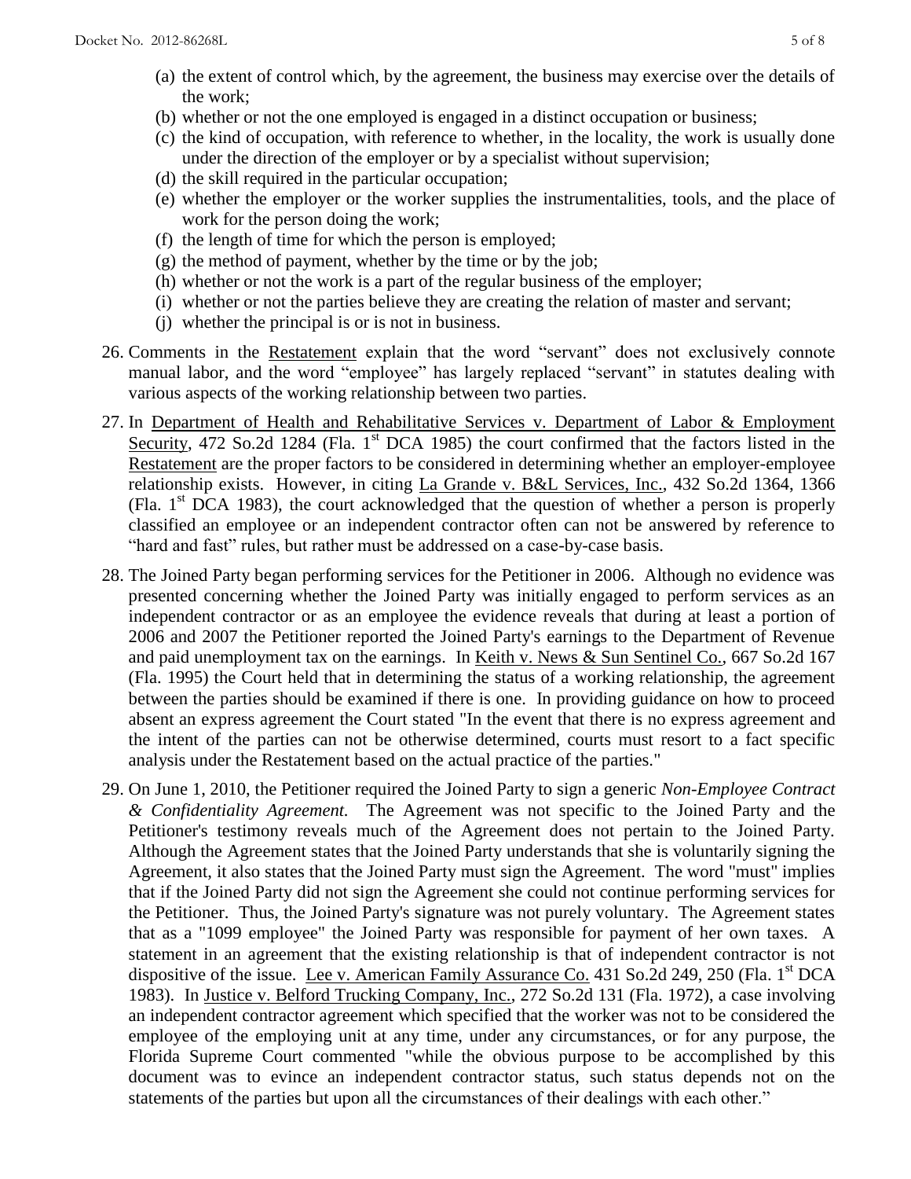(a) the extent of control which, by the agreement, the business may exercise over the details of the work;
(b) whether or not the one employed is engaged in a distinct occupation or business;
(c) the kind of occupation, with reference to whether, in the locality, the work is usually done under the direction of the employer or by a specialist without supervision;
(d) the skill required in the particular occupation;
(e) whether the employer or the worker supplies the instrumentalities, tools, and the place of work for the person doing the work;
(f) the length of time for which the person is employed;
(g) the method of payment, whether by the time or by the job;
(h) whether or not the work is a part of the regular business of the employer;
(i) whether or not the parties believe they are creating the relation of master and servant;
(j) whether the principal is or is not in business.

26. Comments in the Restatement explain that the word "servant" does not exclusively connote manual labor, and the word "employee" has largely replaced "servant" in statutes dealing with various aspects of the working relationship between two parties.

27. In Department of Health and Rehabilitative Services v. Department of Labor & Employment Security, 472 So.2d 1284 (Fla. 1st DCA 1985) the court confirmed that the factors listed in the Restatement are the proper factors to be considered in determining whether an employer-employee relationship exists. However, in citing La Grande v. B&L Services, Inc., 432 So.2d 1364, 1366 (Fla. 1st DCA 1983), the court acknowledged that the question of whether a person is properly classified an employee or an independent contractor often can not be answered by reference to "hard and fast" rules, but rather must be addressed on a case-by-case basis.

28. The Joined Party began performing services for the Petitioner in 2006. Although no evidence was presented concerning whether the Joined Party was initially engaged to perform services as an independent contractor or as an employee the evidence reveals that during at least a portion of 2006 and 2007 the Petitioner reported the Joined Party's earnings to the Department of Revenue and paid unemployment tax on the earnings. In Keith v. News & Sun Sentinel Co., 667 So.2d 167 (Fla. 1995) the Court held that in determining the status of a working relationship, the agreement between the parties should be examined if there is one. In providing guidance on how to proceed absent an express agreement the Court stated "In the event that there is no express agreement and the intent of the parties can not be otherwise determined, courts must resort to a fact specific analysis under the Restatement based on the actual practice of the parties."

29. On June 1, 2010, the Petitioner required the Joined Party to sign a generic *Non-Employee Contract & Confidentiality Agreement.* The Agreement was not specific to the Joined Party and the Petitioner's testimony reveals much of the Agreement does not pertain to the Joined Party. Although the Agreement states that the Joined Party understands that she is voluntarily signing the Agreement, it also states that the Joined Party must sign the Agreement. The word "must" implies that if the Joined Party did not sign the Agreement she could not continue performing services for the Petitioner. Thus, the Joined Party's signature was not purely voluntary. The Agreement states that as a "1099 employee" the Joined Party was responsible for payment of her own taxes. A statement in an agreement that the existing relationship is that of independent contractor is not dispositive of the issue. Lee v. American Family Assurance Co. 431 So.2d 249, 250 (Fla. 1st DCA 1983). In Justice v. Belford Trucking Company, Inc., 272 So.2d 131 (Fla. 1972), a case involving an independent contractor agreement which specified that the worker was not to be considered the employee of the employing unit at any time, under any circumstances, or for any purpose, the Florida Supreme Court commented "while the obvious purpose to be accomplished by this document was to evince an independent contractor status, such status depends not on the statements of the parties but upon all the circumstances of their dealings with each other."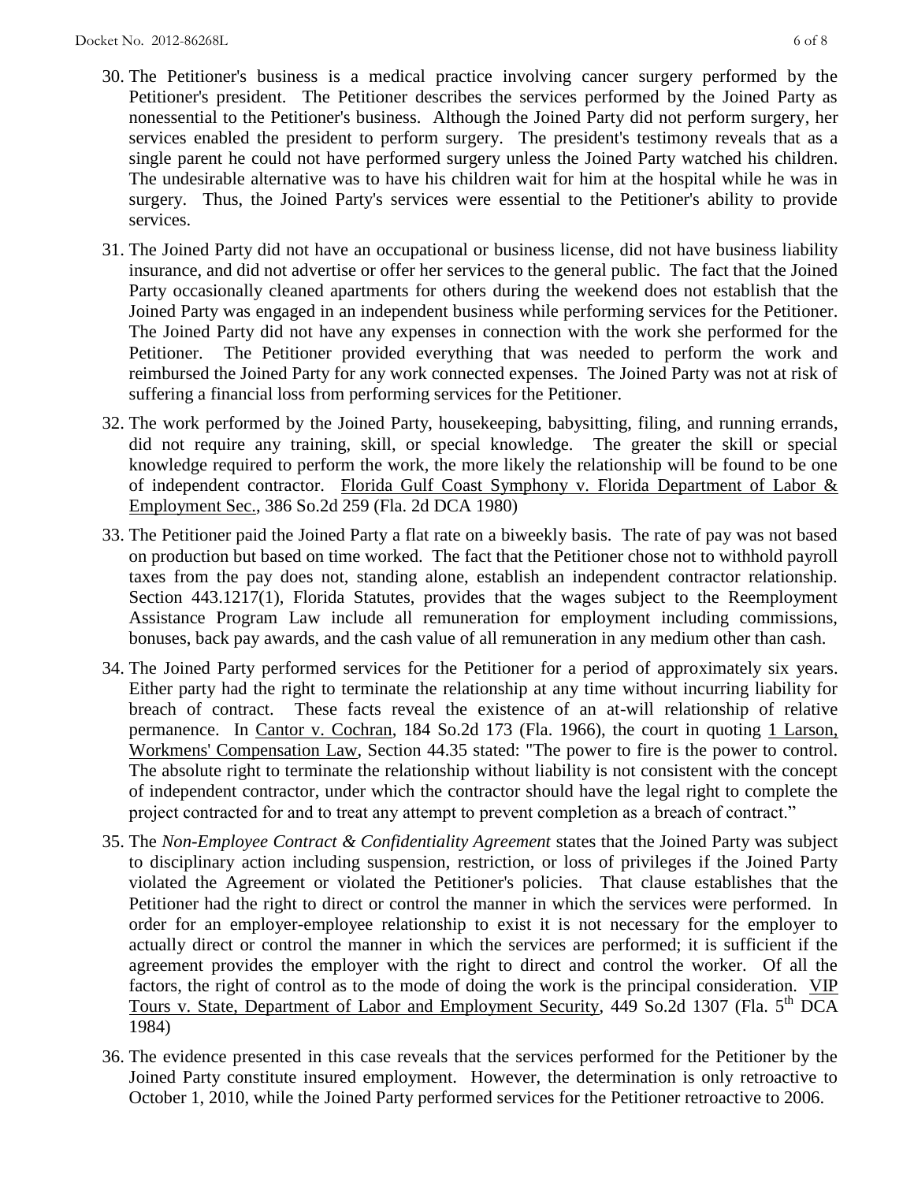30. The Petitioner's business is a medical practice involving cancer surgery performed by the Petitioner's president. The Petitioner describes the services performed by the Joined Party as nonessential to the Petitioner's business. Although the Joined Party did not perform surgery, her services enabled the president to perform surgery. The president's testimony reveals that as a single parent he could not have performed surgery unless the Joined Party watched his children. The undesirable alternative was to have his children wait for him at the hospital while he was in surgery. Thus, the Joined Party's services were essential to the Petitioner's ability to provide services.

31. The Joined Party did not have an occupational or business license, did not have business liability insurance, and did not advertise or offer her services to the general public. The fact that the Joined Party occasionally cleaned apartments for others during the weekend does not establish that the Joined Party was engaged in an independent business while performing services for the Petitioner. The Joined Party did not have any expenses in connection with the work she performed for the Petitioner. The Petitioner provided everything that was needed to perform the work and reimbursed the Joined Party for any work connected expenses. The Joined Party was not at risk of suffering a financial loss from performing services for the Petitioner.

32. The work performed by the Joined Party, housekeeping, babysitting, filing, and running errands, did not require any training, skill, or special knowledge. The greater the skill or special knowledge required to perform the work, the more likely the relationship will be found to be one of independent contractor. Florida Gulf Coast Symphony v. Florida Department of Labor & Employment Sec., 386 So.2d 259 (Fla. 2d DCA 1980)

33. The Petitioner paid the Joined Party a flat rate on a biweekly basis. The rate of pay was not based on production but based on time worked. The fact that the Petitioner chose not to withhold payroll taxes from the pay does not, standing alone, establish an independent contractor relationship. Section 443.1217(1), Florida Statutes, provides that the wages subject to the Reemployment Assistance Program Law include all remuneration for employment including commissions, bonuses, back pay awards, and the cash value of all remuneration in any medium other than cash.

34. The Joined Party performed services for the Petitioner for a period of approximately six years. Either party had the right to terminate the relationship at any time without incurring liability for breach of contract. These facts reveal the existence of an at-will relationship of relative permanence. In Cantor v. Cochran, 184 So.2d 173 (Fla. 1966), the court in quoting 1 Larson, Workmens' Compensation Law, Section 44.35 stated: "The power to fire is the power to control. The absolute right to terminate the relationship without liability is not consistent with the concept of independent contractor, under which the contractor should have the legal right to complete the project contracted for and to treat any attempt to prevent completion as a breach of contract."

35. The *Non-Employee Contract & Confidentiality Agreement* states that the Joined Party was subject to disciplinary action including suspension, restriction, or loss of privileges if the Joined Party violated the Agreement or violated the Petitioner's policies. That clause establishes that the Petitioner had the right to direct or control the manner in which the services were performed. In order for an employer-employee relationship to exist it is not necessary for the employer to actually direct or control the manner in which the services are performed; it is sufficient if the agreement provides the employer with the right to direct and control the worker. Of all the factors, the right of control as to the mode of doing the work is the principal consideration. VIP Tours v. State, Department of Labor and Employment Security, 449 So.2d 1307 (Fla. 5th DCA 1984)

36. The evidence presented in this case reveals that the services performed for the Petitioner by the Joined Party constitute insured employment. However, the determination is only retroactive to October 1, 2010, while the Joined Party performed services for the Petitioner retroactive to 2006.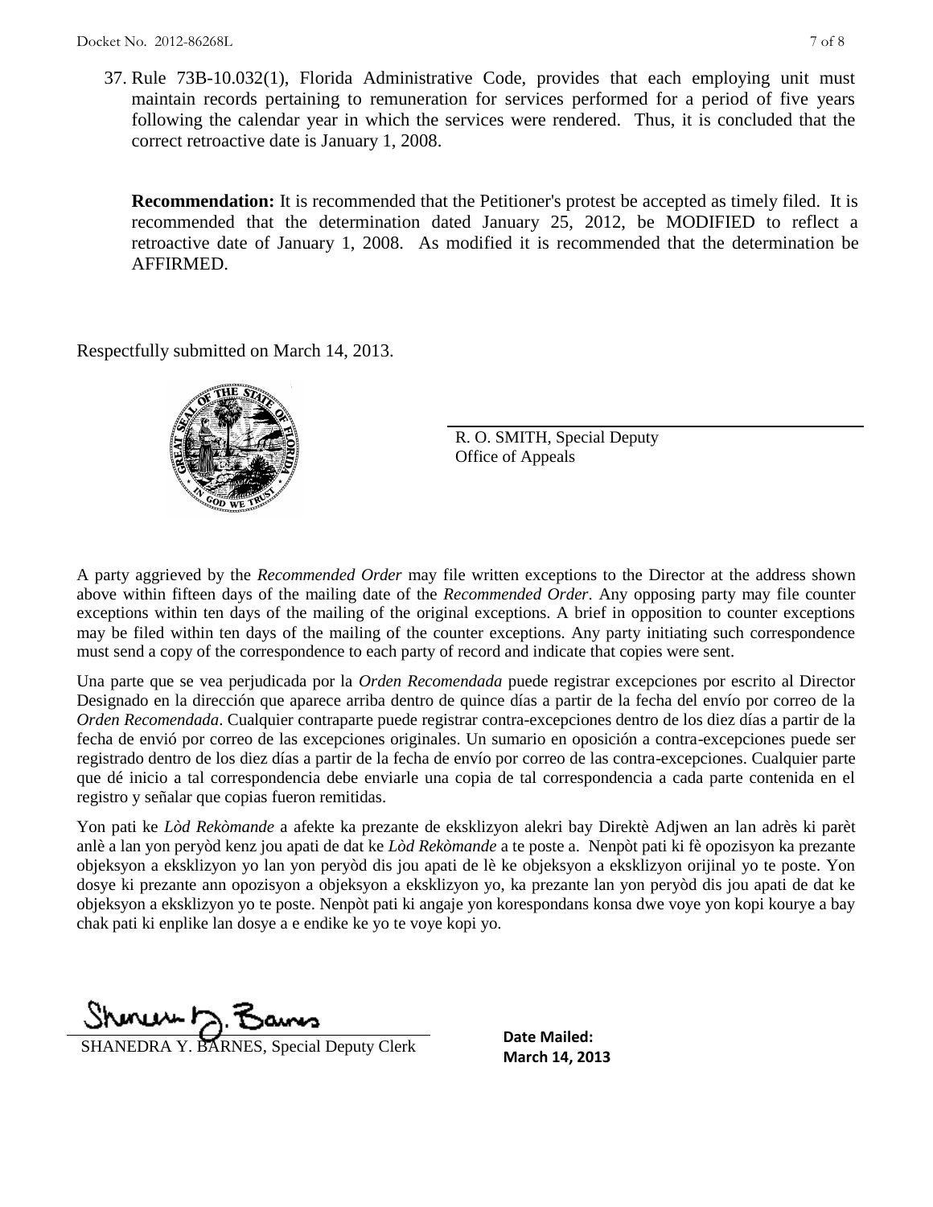37. Rule 73B-10.032(1), Florida Administrative Code, provides that each employing unit must maintain records pertaining to remuneration for services performed for a period of five years following the calendar year in which the services were rendered. Thus, it is concluded that the correct retroactive date is January 1, 2008.

**Recommendation:** It is recommended that the Petitioner's protest be accepted as timely filed. It is recommended that the determination dated January 25, 2012, be MODIFIED to reflect a retroactive date of January 1, 2008. As modified it is recommended that the determination be AFFIRMED.

Respectfully submitted on March 14, 2013.

R. O. SMITH, Special Deputy
Office of Appeals

A party aggrieved by the *Recommended Order* may file written exceptions to the Director at the address shown above within fifteen days of the mailing date of the *Recommended Order*. Any opposing party may file counter exceptions within ten days of the mailing of the original exceptions. A brief in opposition to counter exceptions may be filed within ten days of the mailing of the counter exceptions. Any party initiating such correspondence must send a copy of the correspondence to each party of record and indicate that copies were sent.

Una parte que se vea perjudicada por la *Orden Recomendada* puede registrar excepciones por escrito al Director Designado en la dirección que aparece arriba dentro de quince días a partir de la fecha del envío por correo de la *Orden Recomendada*. Cualquier contraparte puede registrar contra-excepciones dentro de los diez días a partir de la fecha de envió por correo de las excepciones originales. Un sumario en oposición a contra-excepciones puede ser registrado dentro de los diez días a partir de la fecha de envío por correo de las contra-excepciones. Cualquier parte que dé inicio a tal correspondencia debe enviarle una copia de tal correspondencia a cada parte contenida en el registro y señalar que copias fueron remitidas.

Yon pati ke *Lòd Rekòmande* a afekte ka prezante de eksklizyon alekri bay Direktè Adjwen an lan adrès ki parèt anlè a lan yon peryòd kenz jou apati de dat ke *Lòd Rekòmande* a te poste a. Nenpòt pati ki fè opozisyon ka prezante objeksyon a eksklizyon yo lan yon peryòd dis jou apati de lè ke objeksyon a eksklizyon orijinal yo te poste. Yon dosye ki prezante ann opozisyon a objeksyon a eksklizyon yo, ka prezante lan yon peryòd dis jou apati de dat ke objeksyon a eksklizyon yo te poste. Nenpòt pati ki angaje yon korespondans konsa dwe voye yon kopi kourye a bay chak pati ki enplike lan dosye a e endike ke yo te voye kopi yo.

SHANEDRA Y. BARNES, Special Deputy Clerk

**Date Mailed:**
**March 14, 2013**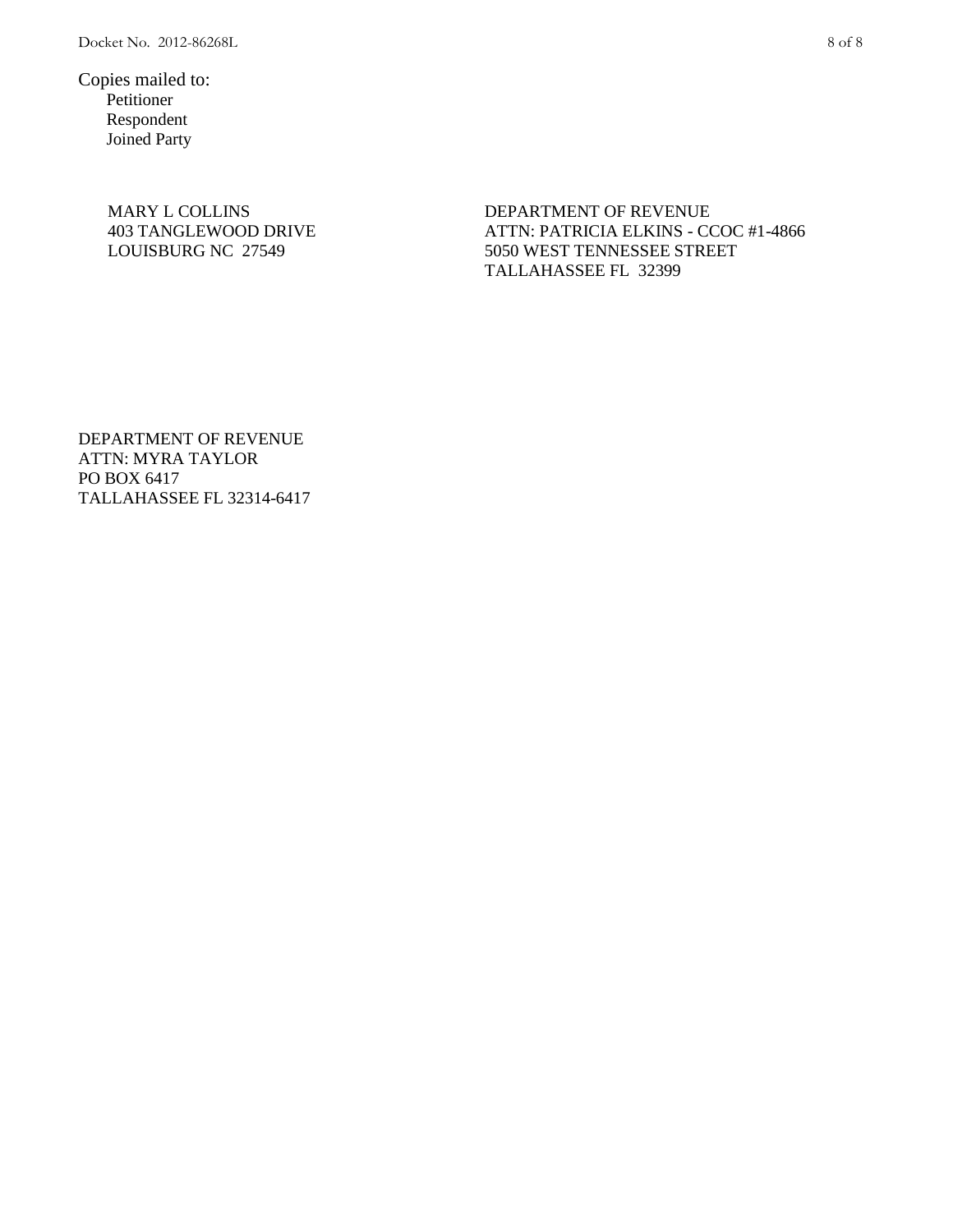Copies mailed to:
Petitioner
Respondent
Joined Party

MARY L COLLINS
403 TANGLEWOOD DRIVE
LOUISBURG NC 27549

DEPARTMENT OF REVENUE
ATTN: PATRICIA ELKINS - CCOC #1-4866
5050 WEST TENNESSEE STREET
TALLAHASSEE FL 32399

DEPARTMENT OF REVENUE
ATTN: MYRA TAYLOR
PO BOX 6417
TALLAHASSEE FL 32314-6417